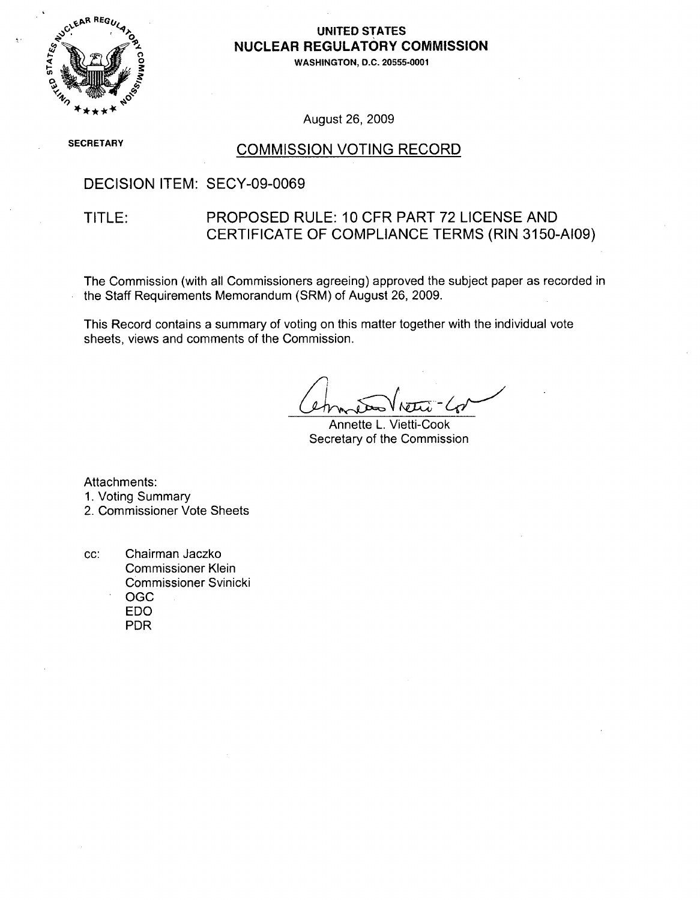**UNITED STATES**
**NUCLEAR REGULATORY COMMISSION**
**WASHINGTON, D.C. 20555-0001**

August 26, 2009

**SECRETARY**

# COMMISSION VOTING RECORD

DECISION ITEM: SECY-09-0069

TITLE: PROPOSED RULE: 10 CFR PART 72 LICENSE AND CERTIFICATE OF COMPLIANCE TERMS (RIN 3150-AI09)

The Commission (with all Commissioners agreeing) approved the subject paper as recorded in the Staff Requirements Memorandum (SRM) of August 26, 2009.

This Record contains a summary of voting on this matter together with the individual vote sheets, views and comments of the Commission.

Annette L. Vietti-Cook
Secretary of the Commission

Attachments:
1. Voting Summary
2. Commissioner Vote Sheets

cc: Chairman Jaczko
Commissioner Klein
Commissioner Svinicki
OGC
EDO
PDR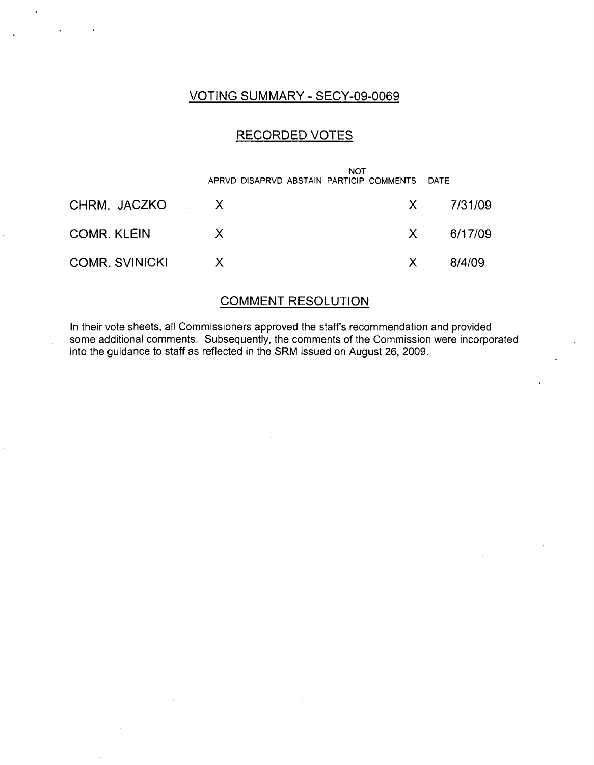## VOTING SUMMARY - SECY-09-0069

## RECORDED VOTES

| | APRVD | DISAPRVD | ABSTAIN | NOT PARTICIP | COMMENTS | DATE |
|---|---|---|---|---|---|---|
| CHRM. JACZKO | X | | | | X | 7/31/09 |
| COMR. KLEIN | X | | | | X | 6/17/09 |
| COMR. SVINICKI | X | | | | X | 8/4/09 |

## COMMENT RESOLUTION

In their vote sheets, all Commissioners approved the staff's recommendation and provided some additional comments. Subsequently, the comments of the Commission were incorporated into the guidance to staff as reflected in the SRM issued on August 26, 2009.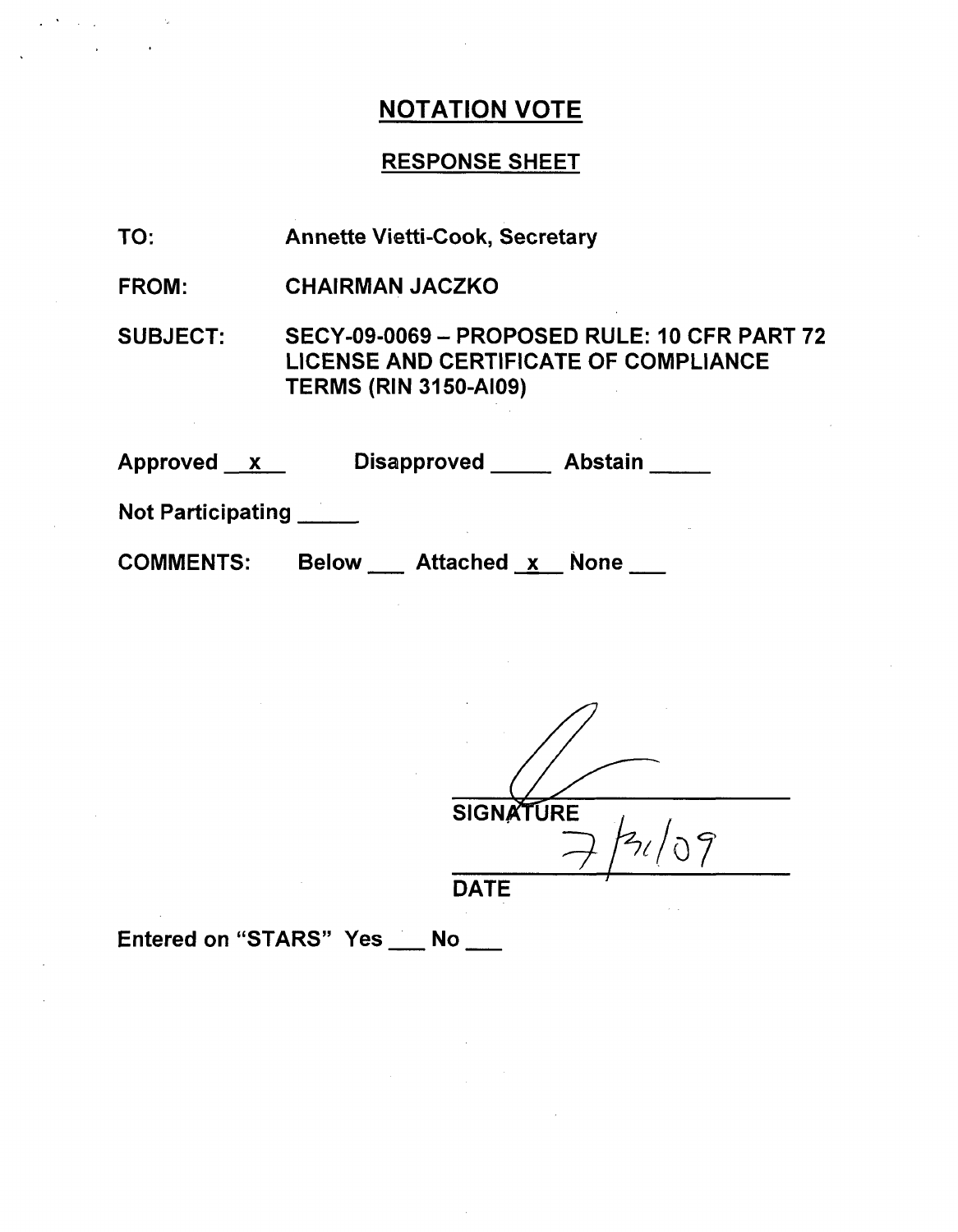## NOTATION VOTE

## RESPONSE SHEET

TO: Annette Vietti-Cook, Secretary

FROM: CHAIRMAN JACZKO

SUBJECT: SECY-09-0069 – PROPOSED RULE: 10 CFR PART 72 LICENSE AND CERTIFICATE OF COMPLIANCE TERMS (RIN 3150-AI09)

Approved __x__ Disapproved _____ Abstain _____

Not Participating _____

COMMENTS: Below ___ Attached _x_ None ___

SIGNATURE

7/31/09

DATE

Entered on "STARS" Yes ___ No ___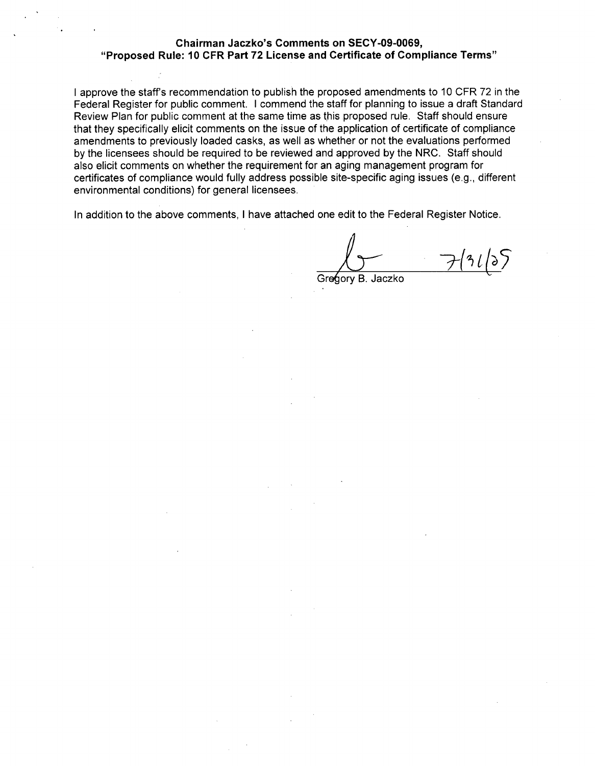**Chairman Jaczko's Comments on SECY-09-0069, "Proposed Rule: 10 CFR Part 72 License and Certificate of Compliance Terms"**

I approve the staff's recommendation to publish the proposed amendments to 10 CFR 72 in the Federal Register for public comment. I commend the staff for planning to issue a draft Standard Review Plan for public comment at the same time as this proposed rule. Staff should ensure that they specifically elicit comments on the issue of the application of certificate of compliance amendments to previously loaded casks, as well as whether or not the evaluations performed by the licensees should be required to be reviewed and approved by the NRC. Staff should also elicit comments on whether the requirement for an aging management program for certificates of compliance would fully address possible site-specific aging issues (e.g., different environmental conditions) for general licensees.

In addition to the above comments, I have attached one edit to the Federal Register Notice.

7/31/09

Gregory B. Jaczko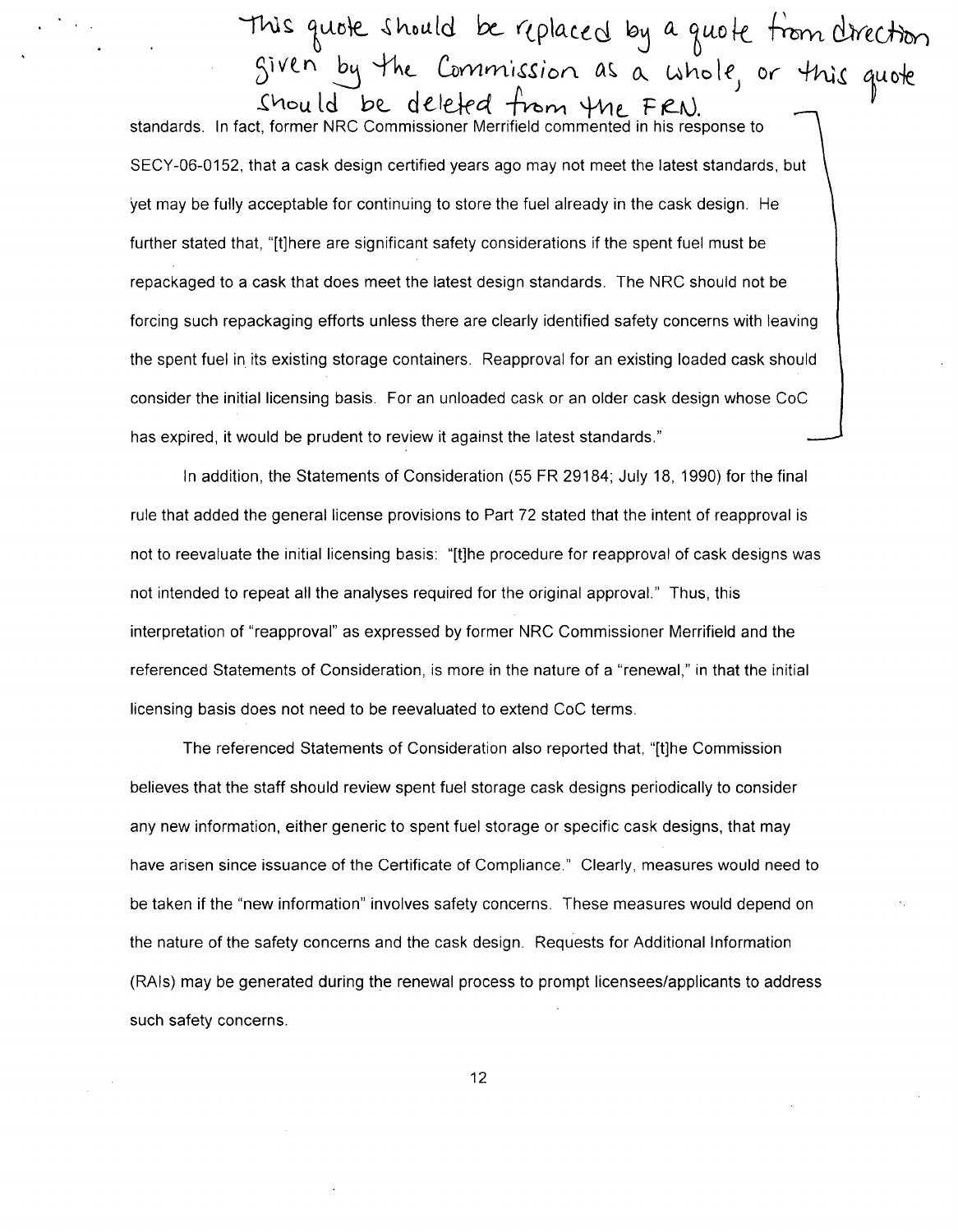This quote should be replaced by a quote from direction given by the Commission as a whole, or this quote should be deleted from the FRN.

standards. In fact, former NRC Commissioner Merrifield commented in his response to SECY-06-0152, that a cask design certified years ago may not meet the latest standards, but yet may be fully acceptable for continuing to store the fuel already in the cask design. He further stated that, "[t]here are significant safety considerations if the spent fuel must be repackaged to a cask that does meet the latest design standards. The NRC should not be forcing such repackaging efforts unless there are clearly identified safety concerns with leaving the spent fuel in its existing storage containers. Reapproval for an existing loaded cask should consider the initial licensing basis. For an unloaded cask or an older cask design whose CoC has expired, it would be prudent to review it against the latest standards."

In addition, the Statements of Consideration (55 FR 29184; July 18, 1990) for the final rule that added the general license provisions to Part 72 stated that the intent of reapproval is not to reevaluate the initial licensing basis: "[t]he procedure for reapproval of cask designs was not intended to repeat all the analyses required for the original approval." Thus, this interpretation of "reapproval" as expressed by former NRC Commissioner Merrifield and the referenced Statements of Consideration, is more in the nature of a "renewal," in that the initial licensing basis does not need to be reevaluated to extend CoC terms.

The referenced Statements of Consideration also reported that, "[t]he Commission believes that the staff should review spent fuel storage cask designs periodically to consider any new information, either generic to spent fuel storage or specific cask designs, that may have arisen since issuance of the Certificate of Compliance." Clearly, measures would need to be taken if the "new information" involves safety concerns. These measures would depend on the nature of the safety concerns and the cask design. Requests for Additional Information (RAIs) may be generated during the renewal process to prompt licensees/applicants to address such safety concerns.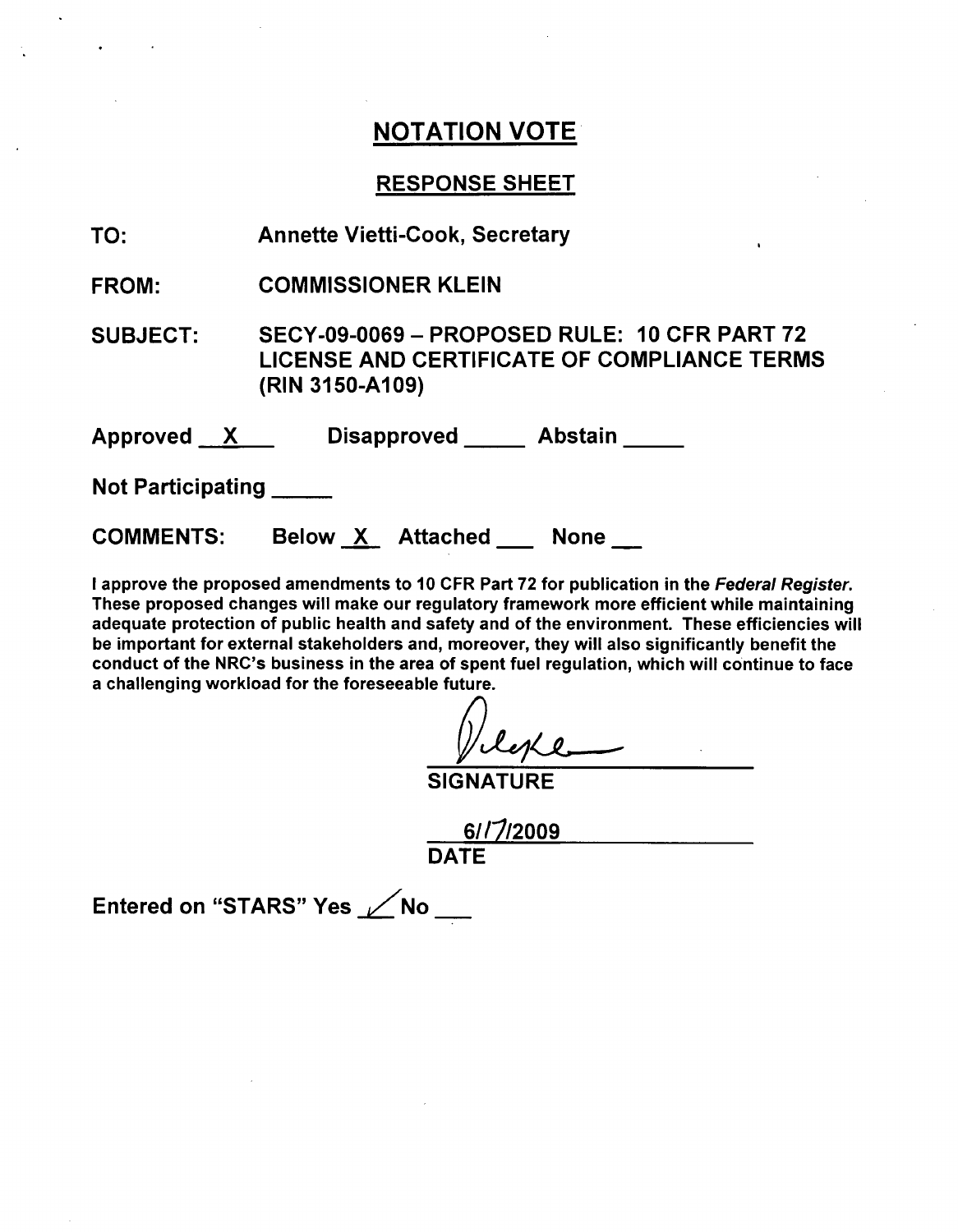## NOTATION VOTE

### RESPONSE SHEET

**TO:** Annette Vietti-Cook, Secretary

**FROM:** COMMISSIONER KLEIN

**SUBJECT:** SECY-09-0069 – PROPOSED RULE: 10 CFR PART 72 LICENSE AND CERTIFICATE OF COMPLIANCE TERMS (RIN 3150-A109)

Approved X Disapproved \_\_\_\_\_ Abstain \_\_\_\_\_

Not Participating \_\_\_\_\_

COMMENTS: Below X Attached \_\_\_ None \_\_\_

I approve the proposed amendments to 10 CFR Part 72 for publication in the *Federal Register.* These proposed changes will make our regulatory framework more efficient while maintaining adequate protection of public health and safety and of the environment. These efficiencies will be important for external stakeholders and, moreover, they will also significantly benefit the conduct of the NRC's business in the area of spent fuel regulation, which will continue to face a challenging workload for the foreseeable future.

SIGNATURE

6/17/2009

DATE

Entered on "STARS" Yes ✓ No \_\_\_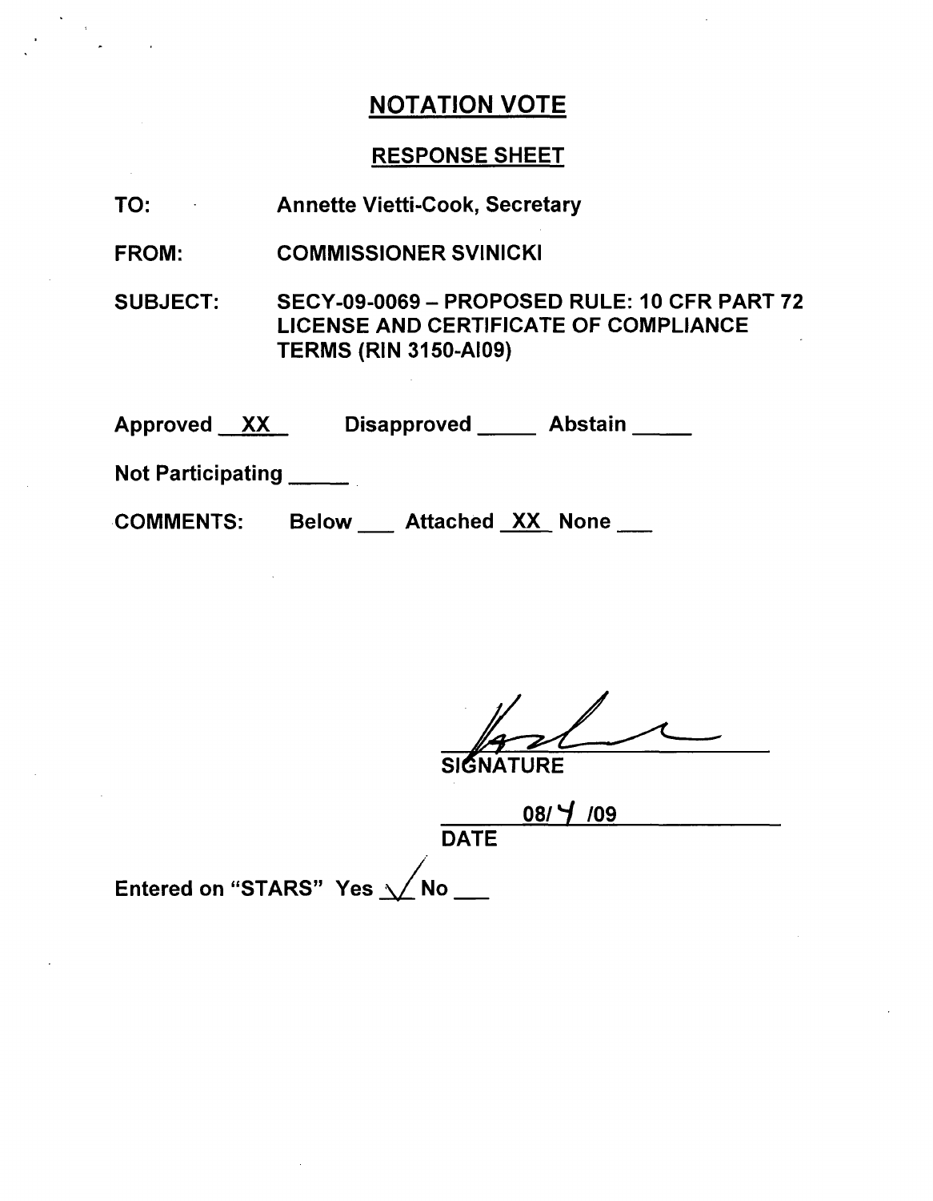# NOTATION VOTE

## RESPONSE SHEET

TO: Annette Vietti-Cook, Secretary

FROM: COMMISSIONER SVINICKI

SUBJECT: SECY-09-0069 – PROPOSED RULE: 10 CFR PART 72 LICENSE AND CERTIFICATE OF COMPLIANCE TERMS (RIN 3150-AI09)

Approved XX Disapproved \_\_\_\_ Abstain \_\_\_\_

Not Participating \_\_\_\_

COMMENTS: Below \_\_\_ Attached XX None \_\_\_

SIGNATURE

08/ 4 /09

DATE

Entered on "STARS" Yes ✓ No \_\_\_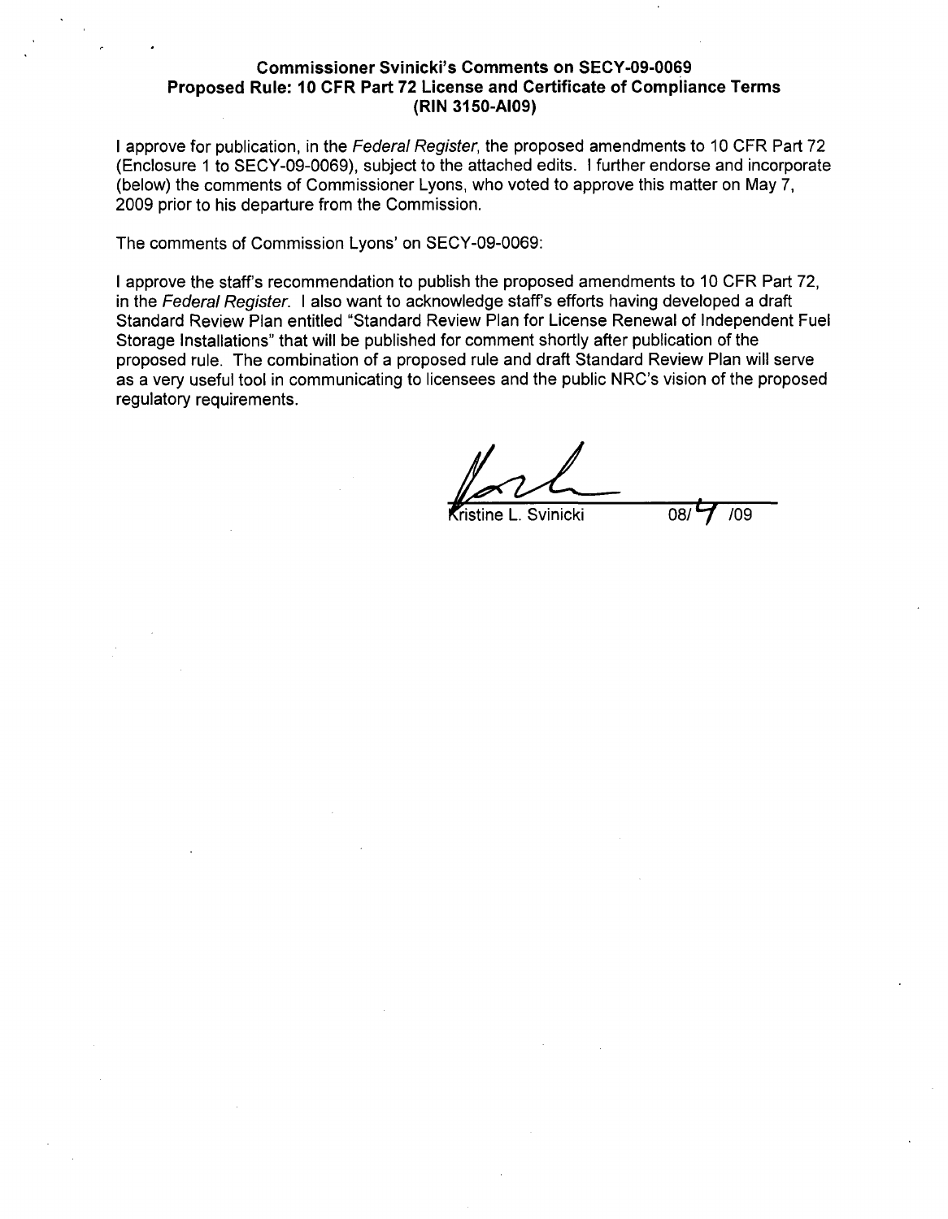**Commissioner Svinicki's Comments on SECY-09-0069**
**Proposed Rule: 10 CFR Part 72 License and Certificate of Compliance Terms**
**(RIN 3150-AI09)**

I approve for publication, in the *Federal Register*, the proposed amendments to 10 CFR Part 72 (Enclosure 1 to SECY-09-0069), subject to the attached edits. I further endorse and incorporate (below) the comments of Commissioner Lyons, who voted to approve this matter on May 7, 2009 prior to his departure from the Commission.

The comments of Commission Lyons' on SECY-09-0069:

I approve the staff's recommendation to publish the proposed amendments to 10 CFR Part 72, in the *Federal Register*. I also want to acknowledge staff's efforts having developed a draft Standard Review Plan entitled "Standard Review Plan for License Renewal of Independent Fuel Storage Installations" that will be published for comment shortly after publication of the proposed rule. The combination of a proposed rule and draft Standard Review Plan will serve as a very useful tool in communicating to licensees and the public NRC's vision of the proposed regulatory requirements.

Kristine L. Svinicki 08/ 4 /09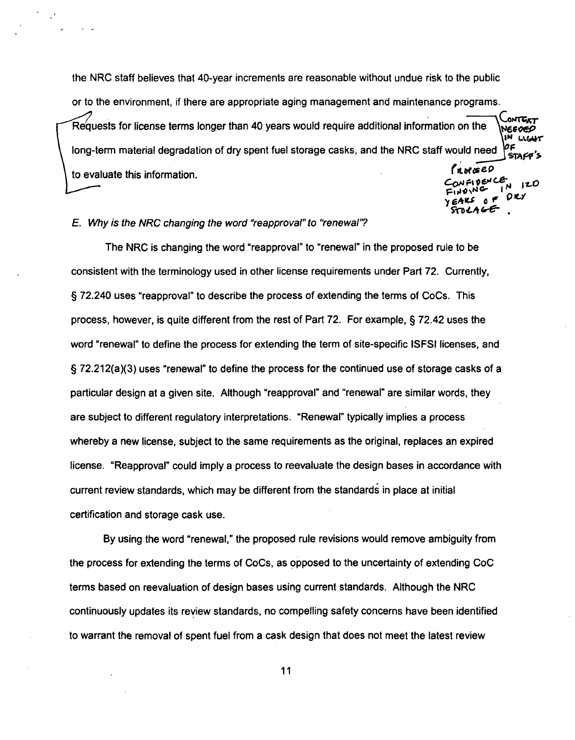the NRC staff believes that 40-year increments are reasonable without undue risk to the public or to the environment, if there are appropriate aging management and maintenance programs. Requests for license terms longer than 40 years would require additional information on the long-term material degradation of dry spent fuel storage casks, and the NRC staff would need to evaluate this information.

CONTEXT NEEDED IN LIGHT OF STAFF'S PROPOSED CONFIDENCE FINDING IN 120 YEARS OF DRY STORAGE.

*E. Why is the NRC changing the word "reapproval" to "renewal"?*

The NRC is changing the word "reapproval" to "renewal" in the proposed rule to be consistent with the terminology used in other license requirements under Part 72. Currently, § 72.240 uses "reapproval" to describe the process of extending the terms of CoCs. This process, however, is quite different from the rest of Part 72. For example, § 72.42 uses the word "renewal" to define the process for extending the term of site-specific ISFSI licenses, and § 72.212(a)(3) uses "renewal" to define the process for the continued use of storage casks of a particular design at a given site. Although "reapproval" and "renewal" are similar words, they are subject to different regulatory interpretations. "Renewal" typically implies a process whereby a new license, subject to the same requirements as the original, replaces an expired license. "Reapproval" could imply a process to reevaluate the design bases in accordance with current review standards, which may be different from the standards in place at initial certification and storage cask use.

By using the word "renewal," the proposed rule revisions would remove ambiguity from the process for extending the terms of CoCs, as opposed to the uncertainty of extending CoC terms based on reevaluation of design bases using current standards. Although the NRC continuously updates its review standards, no compelling safety concerns have been identified to warrant the removal of spent fuel from a cask design that does not meet the latest review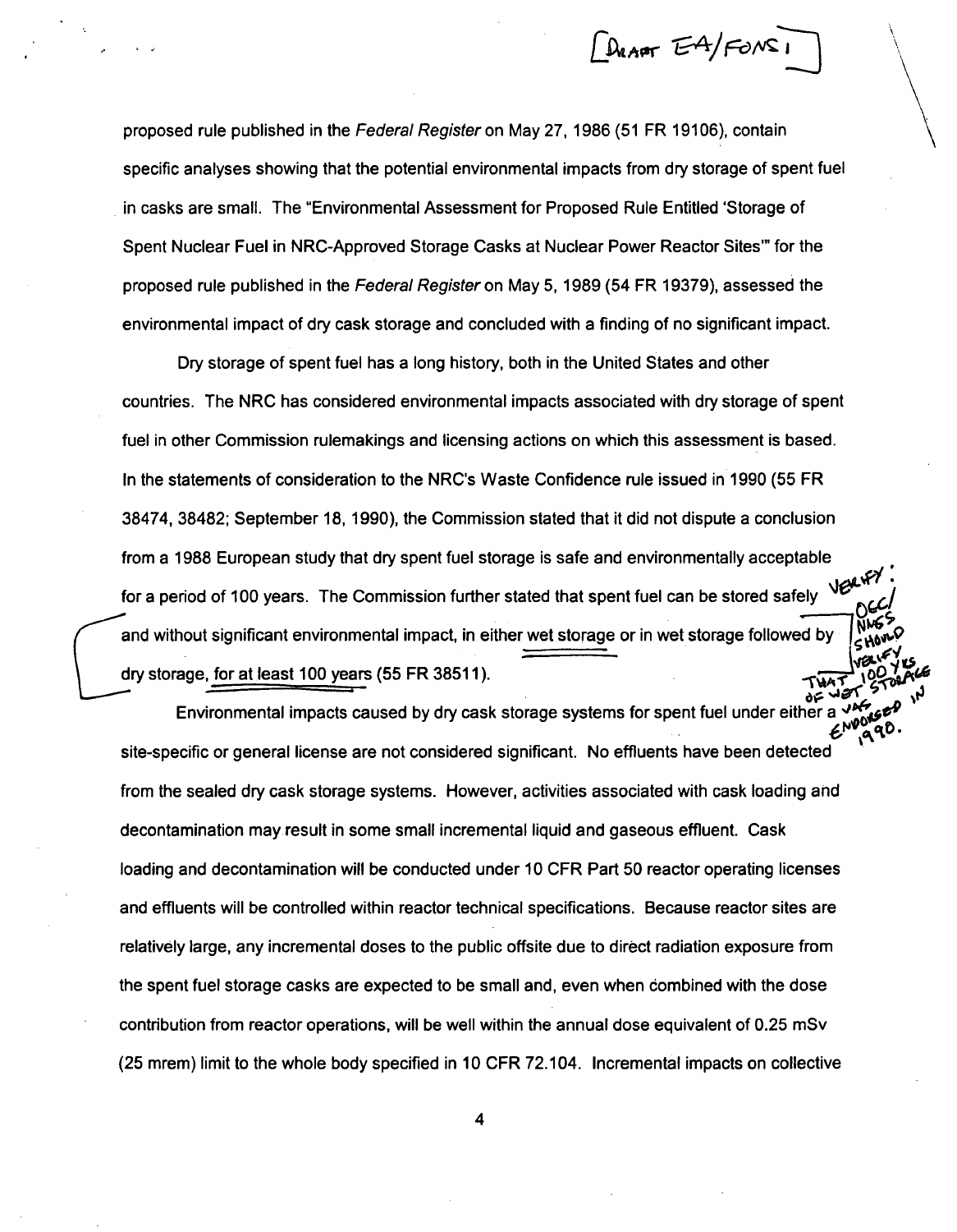[DRAFT EA/FONSI]

proposed rule published in the *Federal Register* on May 27, 1986 (51 FR 19106), contain specific analyses showing that the potential environmental impacts from dry storage of spent fuel in casks are small. The "Environmental Assessment for Proposed Rule Entitled 'Storage of Spent Nuclear Fuel in NRC-Approved Storage Casks at Nuclear Power Reactor Sites'" for the proposed rule published in the *Federal Register* on May 5, 1989 (54 FR 19379), assessed the environmental impact of dry cask storage and concluded with a finding of no significant impact.

Dry storage of spent fuel has a long history, both in the United States and other countries. The NRC has considered environmental impacts associated with dry storage of spent fuel in other Commission rulemakings and licensing actions on which this assessment is based. In the statements of consideration to the NRC's Waste Confidence rule issued in 1990 (55 FR 38474, 38482; September 18, 1990), the Commission stated that it did not dispute a conclusion from a 1988 European study that dry spent fuel storage is safe and environmentally acceptable for a period of 100 years. The Commission further stated that spent fuel can be stored safely and without significant environmental impact, in either wet storage or in wet storage followed by dry storage, for at least 100 years (55 FR 38511).

VERIFY: OGC/NMSS SHOULD VERIFY THAT 100 YRS OF WET STORAGE WAS ENDORSED IN 1990.

Environmental impacts caused by dry cask storage systems for spent fuel under either a site-specific or general license are not considered significant. No effluents have been detected from the sealed dry cask storage systems. However, activities associated with cask loading and decontamination may result in some small incremental liquid and gaseous effluent. Cask loading and decontamination will be conducted under 10 CFR Part 50 reactor operating licenses and effluents will be controlled within reactor technical specifications. Because reactor sites are relatively large, any incremental doses to the public offsite due to direct radiation exposure from the spent fuel storage casks are expected to be small and, even when combined with the dose contribution from reactor operations, will be well within the annual dose equivalent of 0.25 mSv (25 mrem) limit to the whole body specified in 10 CFR 72.104. Incremental impacts on collective